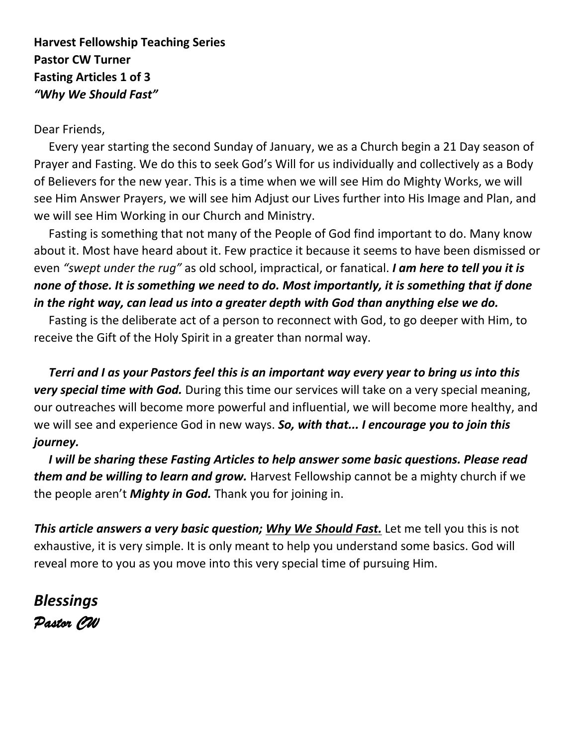**Harvest Fellowship Teaching Series**
**Pastor CW Turner**
**Fasting Articles 1 of 3**
***"Why We Should Fast"***

Dear Friends,

Every year starting the second Sunday of January, we as a Church begin a 21 Day season of Prayer and Fasting. We do this to seek God's Will for us individually and collectively as a Body of Believers for the new year. This is a time when we will see Him do Mighty Works, we will see Him Answer Prayers, we will see him Adjust our Lives further into His Image and Plan, and we will see Him Working in our Church and Ministry.

Fasting is something that not many of the People of God find important to do. Many know about it. Most have heard about it. Few practice it because it seems to have been dismissed or even *"swept under the rug"* as old school, impractical, or fanatical. ***I am here to tell you it is none of those. It is something we need to do. Most importantly, it is something that if done in the right way, can lead us into a greater depth with God than anything else we do.***

Fasting is the deliberate act of a person to reconnect with God, to go deeper with Him, to receive the Gift of the Holy Spirit in a greater than normal way.

***Terri and I as your Pastors feel this is an important way every year to bring us into this very special time with God.*** During this time our services will take on a very special meaning, our outreaches will become more powerful and influential, we will become more healthy, and we will see and experience God in new ways. ***So, with that... I encourage you to join this journey.***

***I will be sharing these Fasting Articles to help answer some basic questions. Please read them and be willing to learn and grow.*** Harvest Fellowship cannot be a mighty church if we the people aren't ***Mighty in God.*** Thank you for joining in.

***This article answers a very basic question; <u>Why We Should Fast.</u>*** Let me tell you this is not exhaustive, it is very simple. It is only meant to help you understand some basics. God will reveal more to you as you move into this very special time of pursuing Him.

***Blessings***
*Pastor CW*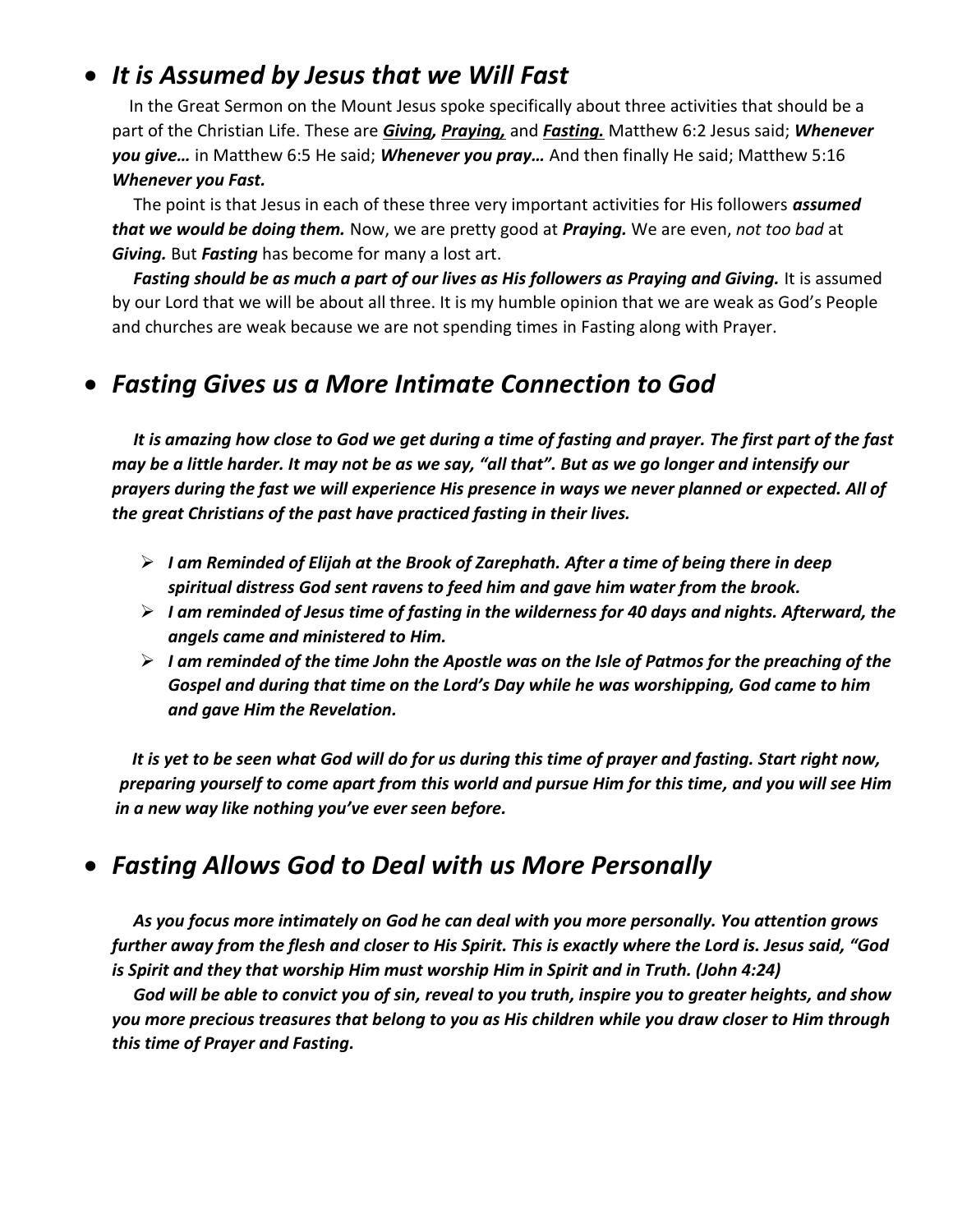- ## *It is Assumed by Jesus that we Will Fast*

In the Great Sermon on the Mount Jesus spoke specifically about three activities that should be a part of the Christian Life. These are ***Giving, Praying,*** and ***Fasting.*** Matthew 6:2 Jesus said; ***Whenever you give…*** in Matthew 6:5 He said; ***Whenever you pray…*** And then finally He said; Matthew 5:16 ***Whenever you Fast.***

The point is that Jesus in each of these three very important activities for His followers ***assumed that we would be doing them.*** Now, we are pretty good at ***Praying.*** We are even, *not too bad* at ***Giving.*** But ***Fasting*** has become for many a lost art.

***Fasting should be as much a part of our lives as His followers as Praying and Giving.*** It is assumed by our Lord that we will be about all three. It is my humble opinion that we are weak as God's People and churches are weak because we are not spending times in Fasting along with Prayer.

- ## *Fasting Gives us a More Intimate Connection to God*

***It is amazing how close to God we get during a time of fasting and prayer. The first part of the fast may be a little harder. It may not be as we say, "all that". But as we go longer and intensify our prayers during the fast we will experience His presence in ways we never planned or expected. All of the great Christians of the past have practiced fasting in their lives.***

- ***I am Reminded of Elijah at the Brook of Zarephath. After a time of being there in deep spiritual distress God sent ravens to feed him and gave him water from the brook.***
- ***I am reminded of Jesus time of fasting in the wilderness for 40 days and nights. Afterward, the angels came and ministered to Him.***
- ***I am reminded of the time John the Apostle was on the Isle of Patmos for the preaching of the Gospel and during that time on the Lord's Day while he was worshipping, God came to him and gave Him the Revelation.***

***It is yet to be seen what God will do for us during this time of prayer and fasting. Start right now, preparing yourself to come apart from this world and pursue Him for this time, and you will see Him in a new way like nothing you've ever seen before.***

- ## *Fasting Allows God to Deal with us More Personally*

***As you focus more intimately on God he can deal with you more personally. You attention grows further away from the flesh and closer to His Spirit. This is exactly where the Lord is. Jesus said, "God is Spirit and they that worship Him must worship Him in Spirit and in Truth. (John 4:24)***

***God will be able to convict you of sin, reveal to you truth, inspire you to greater heights, and show you more precious treasures that belong to you as His children while you draw closer to Him through this time of Prayer and Fasting.***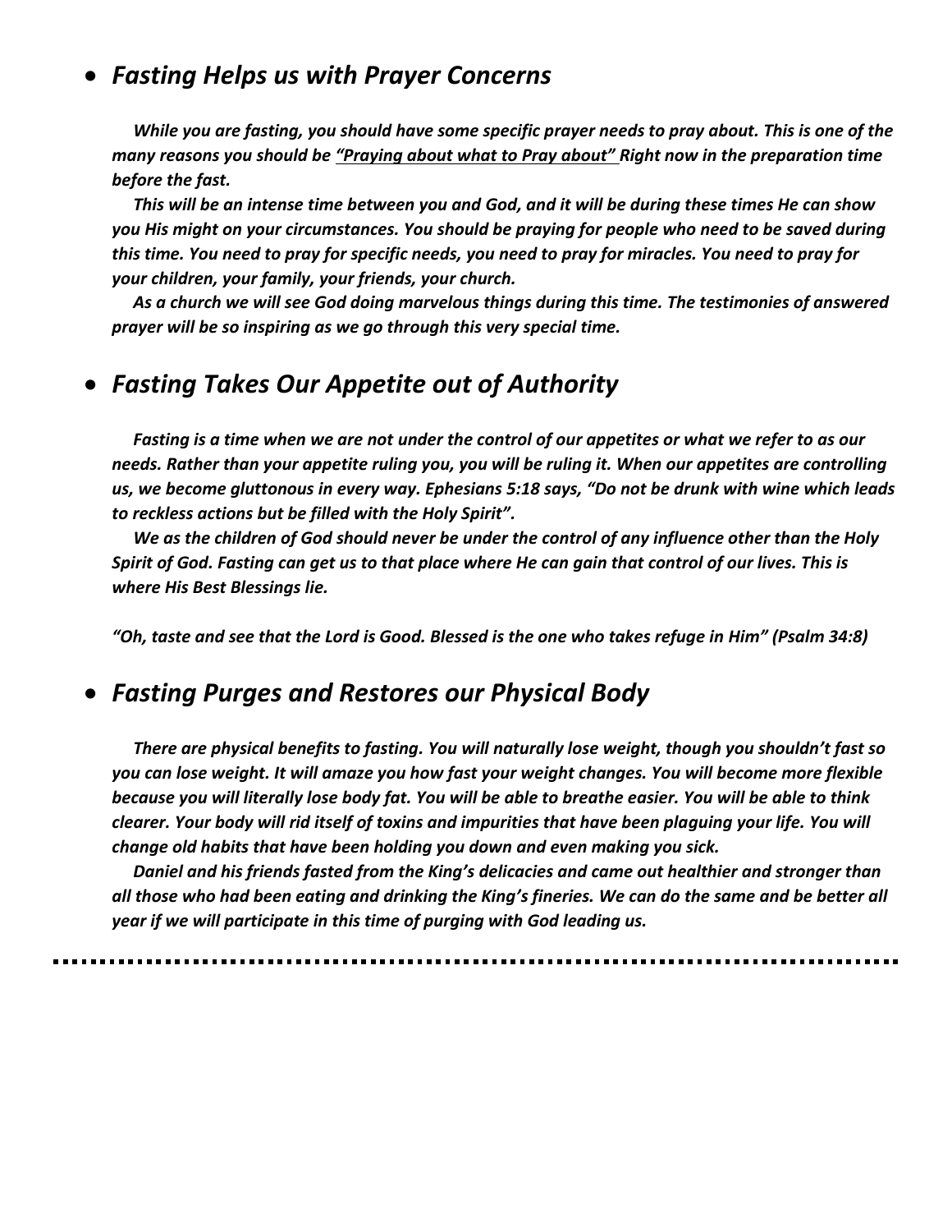- ***Fasting Helps us with Prayer Concerns***

*While you are fasting, you should have some specific prayer needs to pray about. This is one of the many reasons you should be "Praying about what to Pray about" Right now in the preparation time before the fast.*

*This will be an intense time between you and God, and it will be during these times He can show you His might on your circumstances. You should be praying for people who need to be saved during this time. You need to pray for specific needs, you need to pray for miracles. You need to pray for your children, your family, your friends, your church.*

*As a church we will see God doing marvelous things during this time. The testimonies of answered prayer will be so inspiring as we go through this very special time.*

- ***Fasting Takes Our Appetite out of Authority***

*Fasting is a time when we are not under the control of our appetites or what we refer to as our needs. Rather than your appetite ruling you, you will be ruling it. When our appetites are controlling us, we become gluttonous in every way. Ephesians 5:18 says, "Do not be drunk with wine which leads to reckless actions but be filled with the Holy Spirit".*

*We as the children of God should never be under the control of any influence other than the Holy Spirit of God. Fasting can get us to that place where He can gain that control of our lives. This is where His Best Blessings lie.*

*"Oh, taste and see that the Lord is Good. Blessed is the one who takes refuge in Him" (Psalm 34:8)*

- ***Fasting Purges and Restores our Physical Body***

*There are physical benefits to fasting. You will naturally lose weight, though you shouldn't fast so you can lose weight. It will amaze you how fast your weight changes. You will become more flexible because you will literally lose body fat. You will be able to breathe easier. You will be able to think clearer. Your body will rid itself of toxins and impurities that have been plaguing your life. You will change old habits that have been holding you down and even making you sick.*

*Daniel and his friends fasted from the King's delicacies and came out healthier and stronger than all those who had been eating and drinking the King's fineries. We can do the same and be better all year if we will participate in this time of purging with God leading us.*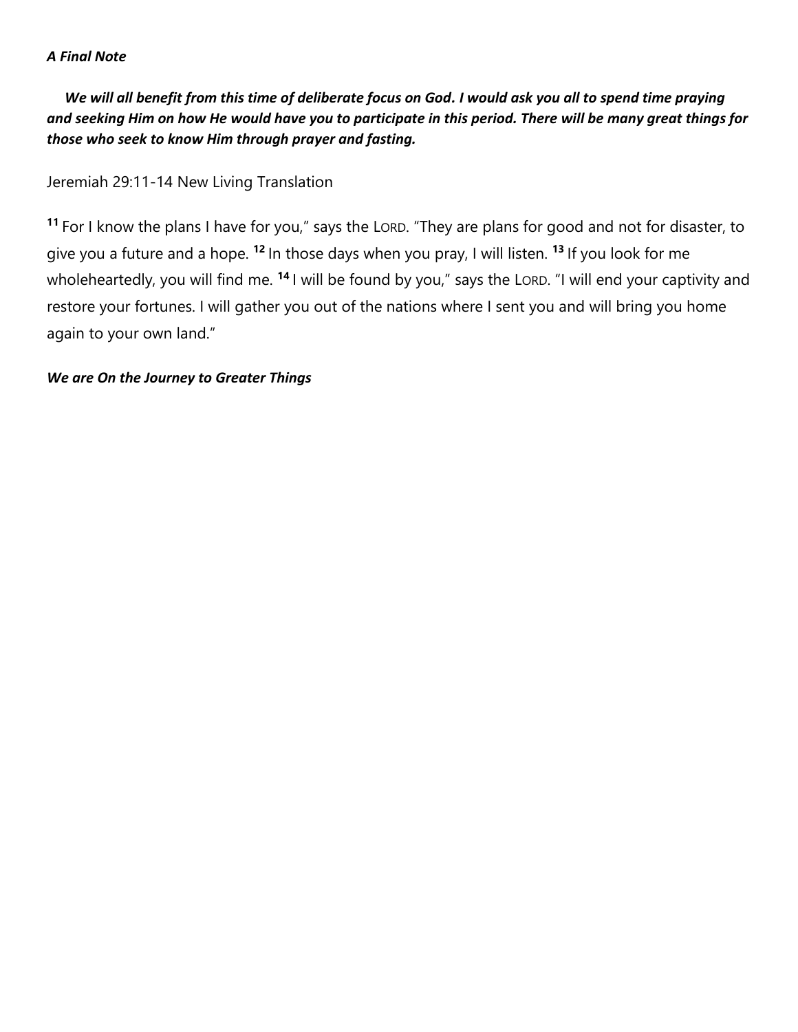***A Final Note***

***We will all benefit from this time of deliberate focus on God. I would ask you all to spend time praying and seeking Him on how He would have you to participate in this period. There will be many great things for those who seek to know Him through prayer and fasting.***

Jeremiah 29:11-14 New Living Translation

**11** For I know the plans I have for you," says the LORD. "They are plans for good and not for disaster, to give you a future and a hope. **12** In those days when you pray, I will listen. **13** If you look for me wholeheartedly, you will find me. **14** I will be found by you," says the LORD. "I will end your captivity and restore your fortunes. I will gather you out of the nations where I sent you and will bring you home again to your own land."

***We are On the Journey to Greater Things***